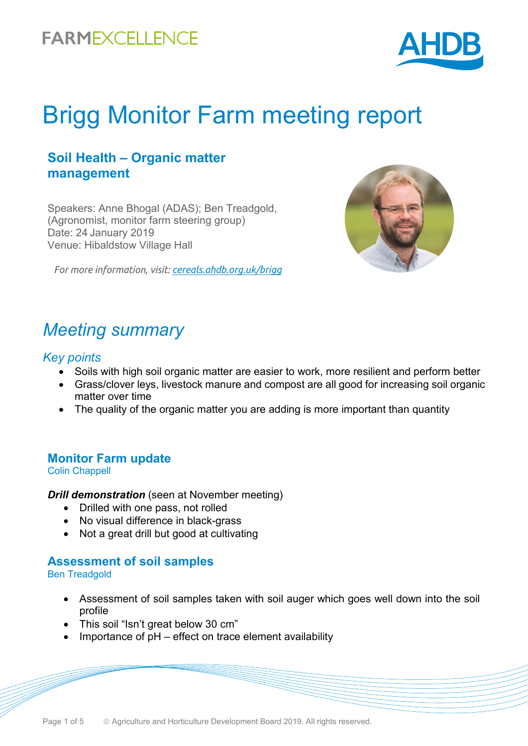# Brigg Monitor Farm meeting report

## Soil Health – Organic matter management

Speakers: Anne Bhogal (ADAS); Ben Treadgold, (Agronomist, monitor farm steering group)
Date: 24 January 2019
Venue: Hibaldstow Village Hall

*For more information, visit: cereals.ahdb.org.uk/brigg*

## *Meeting summary*

### *Key points*

- Soils with high soil organic matter are easier to work, more resilient and perform better
- Grass/clover leys, livestock manure and compost are all good for increasing soil organic matter over time
- The quality of the organic matter you are adding is more important than quantity

## Monitor Farm update

Colin Chappell

***Drill demonstration*** (seen at November meeting)

- Drilled with one pass, not rolled
- No visual difference in black-grass
- Not a great drill but good at cultivating

## Assessment of soil samples

Ben Treadgold

- Assessment of soil samples taken with soil auger which goes well down into the soil profile
- This soil "Isn't great below 30 cm"
- Importance of pH – effect on trace element availability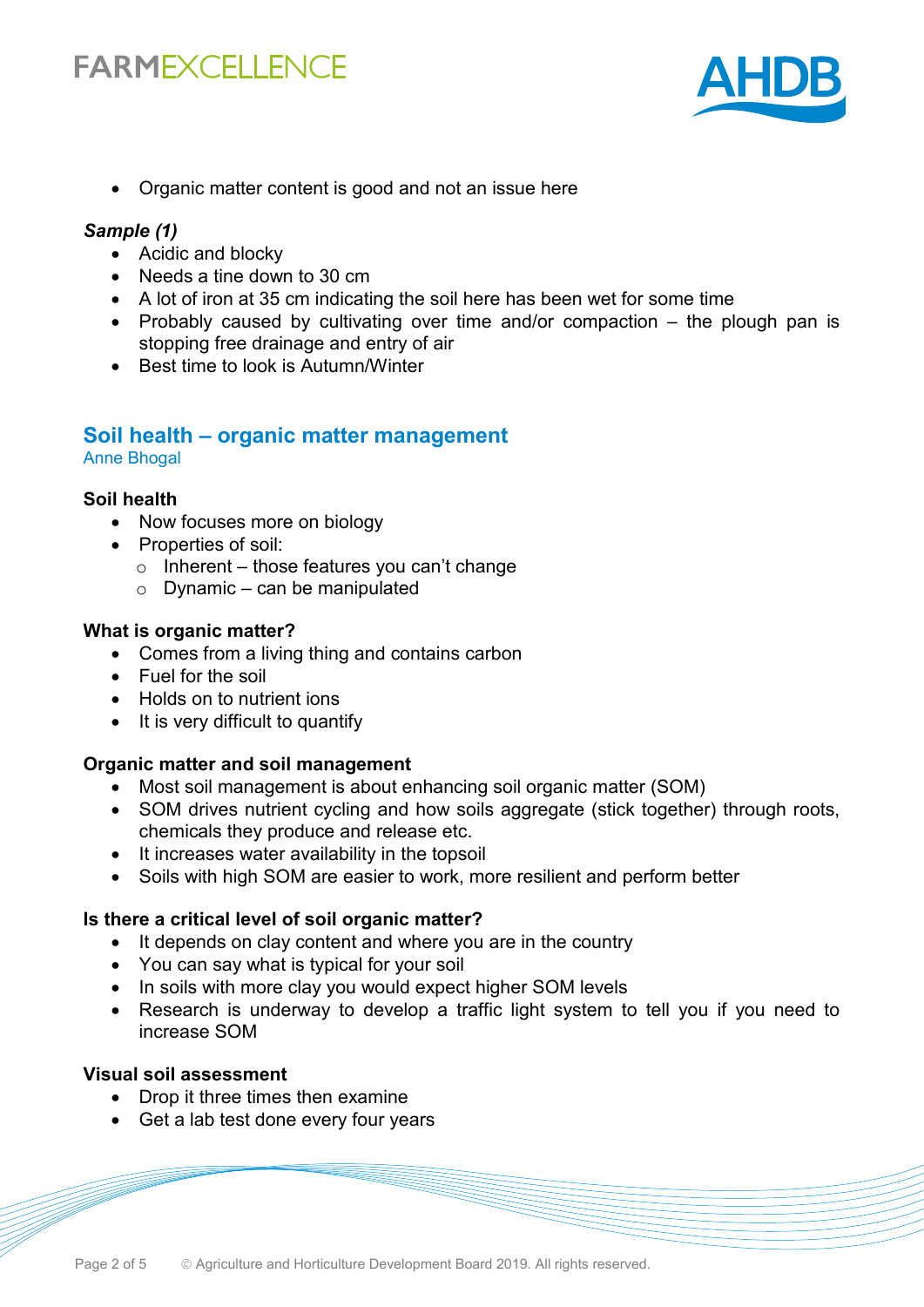- Organic matter content is good and not an issue here

***Sample (1)***

- Acidic and blocky
- Needs a tine down to 30 cm
- A lot of iron at 35 cm indicating the soil here has been wet for some time
- Probably caused by cultivating over time and/or compaction – the plough pan is stopping free drainage and entry of air
- Best time to look is Autumn/Winter

## Soil health – organic matter management

Anne Bhogal

### Soil health

- Now focuses more on biology
- Properties of soil:
  - Inherent – those features you can't change
  - Dynamic – can be manipulated

### What is organic matter?

- Comes from a living thing and contains carbon
- Fuel for the soil
- Holds on to nutrient ions
- It is very difficult to quantify

### Organic matter and soil management

- Most soil management is about enhancing soil organic matter (SOM)
- SOM drives nutrient cycling and how soils aggregate (stick together) through roots, chemicals they produce and release etc.
- It increases water availability in the topsoil
- Soils with high SOM are easier to work, more resilient and perform better

### Is there a critical level of soil organic matter?

- It depends on clay content and where you are in the country
- You can say what is typical for your soil
- In soils with more clay you would expect higher SOM levels
- Research is underway to develop a traffic light system to tell you if you need to increase SOM

### Visual soil assessment

- Drop it three times then examine
- Get a lab test done every four years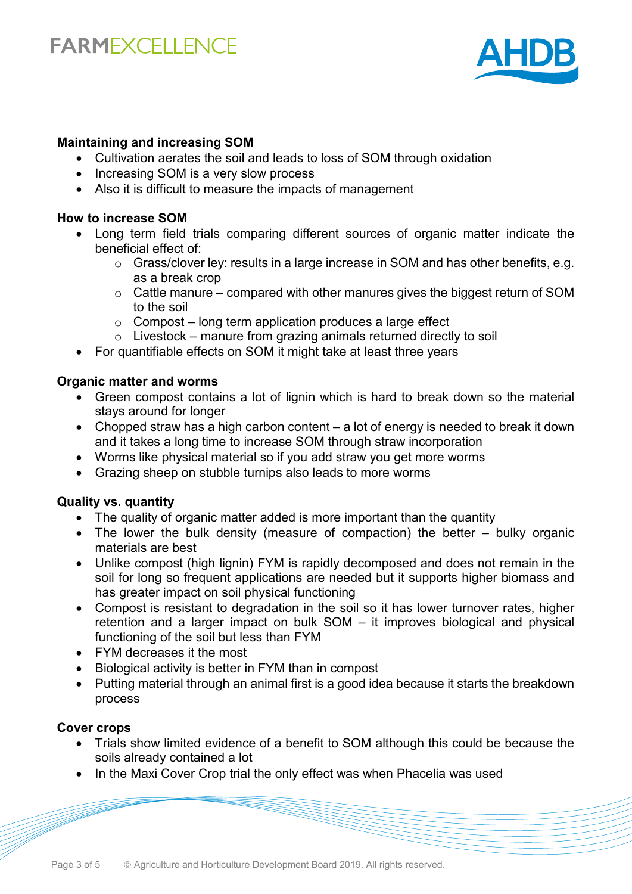**Maintaining and increasing SOM**

- Cultivation aerates the soil and leads to loss of SOM through oxidation
- Increasing SOM is a very slow process
- Also it is difficult to measure the impacts of management

**How to increase SOM**

- Long term field trials comparing different sources of organic matter indicate the beneficial effect of:
    - Grass/clover ley: results in a large increase in SOM and has other benefits, e.g. as a break crop
    - Cattle manure – compared with other manures gives the biggest return of SOM to the soil
    - Compost – long term application produces a large effect
    - Livestock – manure from grazing animals returned directly to soil
- For quantifiable effects on SOM it might take at least three years

**Organic matter and worms**

- Green compost contains a lot of lignin which is hard to break down so the material stays around for longer
- Chopped straw has a high carbon content – a lot of energy is needed to break it down and it takes a long time to increase SOM through straw incorporation
- Worms like physical material so if you add straw you get more worms
- Grazing sheep on stubble turnips also leads to more worms

**Quality vs. quantity**

- The quality of organic matter added is more important than the quantity
- The lower the bulk density (measure of compaction) the better – bulky organic materials are best
- Unlike compost (high lignin) FYM is rapidly decomposed and does not remain in the soil for long so frequent applications are needed but it supports higher biomass and has greater impact on soil physical functioning
- Compost is resistant to degradation in the soil so it has lower turnover rates, higher retention and a larger impact on bulk SOM – it improves biological and physical functioning of the soil but less than FYM
- FYM decreases it the most
- Biological activity is better in FYM than in compost
- Putting material through an animal first is a good idea because it starts the breakdown process

**Cover crops**

- Trials show limited evidence of a benefit to SOM although this could be because the soils already contained a lot
- In the Maxi Cover Crop trial the only effect was when Phacelia was used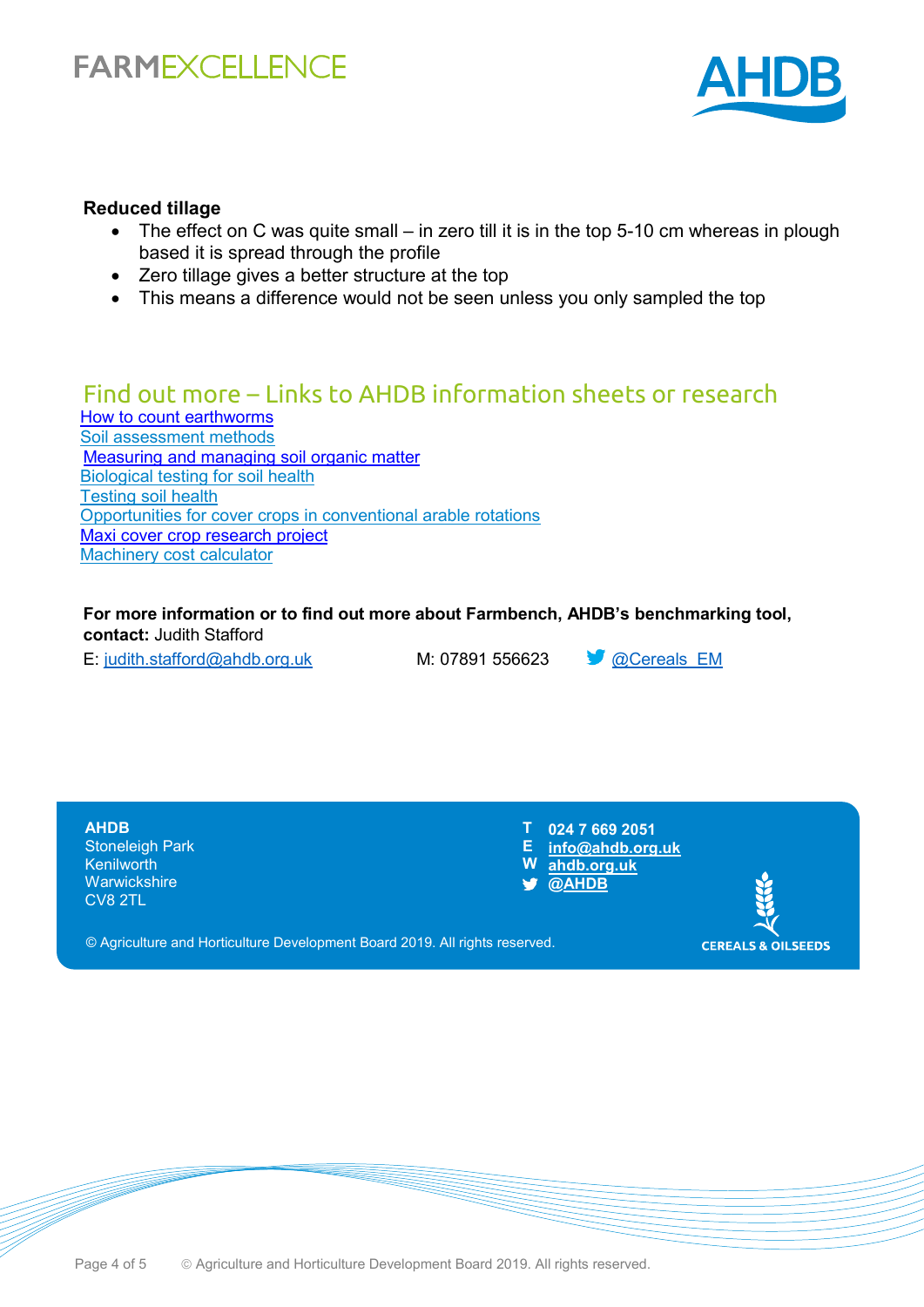**Reduced tillage**

- The effect on C was quite small – in zero till it is in the top 5-10 cm whereas in plough based it is spread through the profile
- Zero tillage gives a better structure at the top
- This means a difference would not be seen unless you only sampled the top

## Find out more – Links to AHDB information sheets or research

How to count earthworms
Soil assessment methods
Measuring and managing soil organic matter
Biological testing for soil health
Testing soil health
Opportunities for cover crops in conventional arable rotations
Maxi cover crop research project
Machinery cost calculator

**For more information or to find out more about Farmbench, AHDB's benchmarking tool, contact:** Judith Stafford

E: judith.stafford@ahdb.org.uk M: 07891 556623 @Cereals_EM

**AHDB**
Stoneleigh Park
Kenilworth
Warwickshire
CV8 2TL

**T** 024 7 669 2051
**E** info@ahdb.org.uk
**W** ahdb.org.uk
@AHDB

© Agriculture and Horticulture Development Board 2019. All rights reserved.

CEREALS & OILSEEDS